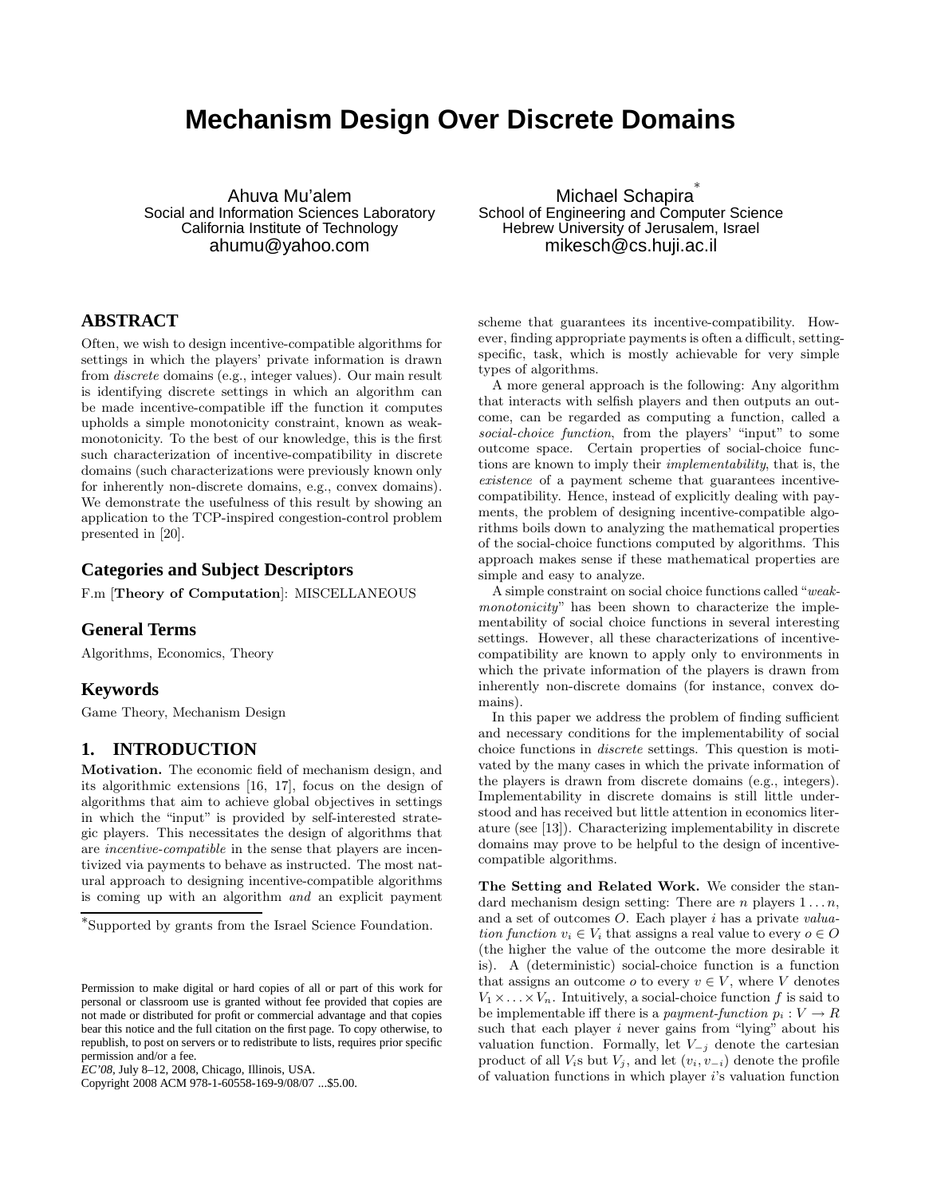# Mechanism Design Over Discrete Domains

Ahuva Mu'alem
Social and Information Sciences Laboratory
California Institute of Technology
ahumu@yahoo.com

Michael Schapira*
School of Engineering and Computer Science
Hebrew University of Jerusalem, Israel
mikesch@cs.huji.ac.il

## ABSTRACT

Often, we wish to design incentive-compatible algorithms for settings in which the players' private information is drawn from *discrete* domains (e.g., integer values). Our main result is identifying discrete settings in which an algorithm can be made incentive-compatible iff the function it computes upholds a simple monotonicity constraint, known as weak-monotonicity. To the best of our knowledge, this is the first such characterization of incentive-compatibility in discrete domains (such characterizations were previously known only for inherently non-discrete domains, e.g., convex domains). We demonstrate the usefulness of this result by showing an application to the TCP-inspired congestion-control problem presented in [20].

## Categories and Subject Descriptors

F.m [**Theory of Computation**]: MISCELLANEOUS

## General Terms

Algorithms, Economics, Theory

## Keywords

Game Theory, Mechanism Design

## 1. INTRODUCTION

**Motivation.** The economic field of mechanism design, and its algorithmic extensions [16, 17], focus on the design of algorithms that aim to achieve global objectives in settings in which the "input" is provided by self-interested strategic players. This necessitates the design of algorithms that are *incentive-compatible* in the sense that players are incentivized via payments to behave as instructed. The most natural approach to designing incentive-compatible algorithms is coming up with an algorithm *and* an explicit payment scheme that guarantees its incentive-compatibility. However, finding appropriate payments is often a difficult, setting-specific, task, which is mostly achievable for very simple types of algorithms.

A more general approach is the following: Any algorithm that interacts with selfish players and then outputs an outcome, can be regarded as computing a function, called a *social-choice function*, from the players' "input" to some outcome space. Certain properties of social-choice functions are known to imply their *implementability*, that is, the *existence* of a payment scheme that guarantees incentive-compatibility. Hence, instead of explicitly dealing with payments, the problem of designing incentive-compatible algorithms boils down to analyzing the mathematical properties of the social-choice functions computed by algorithms. This approach makes sense if these mathematical properties are simple and easy to analyze.

A simple constraint on social choice functions called "*weak-monotonicity*" has been shown to characterize the implementability of social choice functions in several interesting settings. However, all these characterizations of incentive-compatibility are known to apply only to environments in which the private information of the players is drawn from inherently non-discrete domains (for instance, convex domains).

In this paper we address the problem of finding sufficient and necessary conditions for the implementability of social choice functions in *discrete* settings. This question is motivated by the many cases in which the private information of the players is drawn from discrete domains (e.g., integers). Implementability in discrete domains is still little understood and has received but little attention in economics literature (see [13]). Characterizing implementability in discrete domains may prove to be helpful to the design of incentive-compatible algorithms.

**The Setting and Related Work.** We consider the standard mechanism design setting: There are $n$ players $1 \ldots n$, and a set of outcomes $O$. Each player $i$ has a private *valuation function* $v_i \in V_i$ that assigns a real value to every $o \in O$ (the higher the value of the outcome the more desirable it is). A (deterministic) social-choice function is a function that assigns an outcome $o$ to every $v \in V$, where $V$ denotes $V_1 \times \ldots \times V_n$. Intuitively, a social-choice function $f$ is said to be implementable iff there is a *payment-function* $p_i : V \rightarrow R$ such that each player $i$ never gains from "lying" about his valuation function. Formally, let $V_{-j}$ denote the cartesian product of all $V_i$s but $V_j$, and let $(v_i, v_{-i})$ denote the profile of valuation functions in which player $i$'s valuation function

*Supported by grants from the Israel Science Foundation.

Permission to make digital or hard copies of all or part of this work for personal or classroom use is granted without fee provided that copies are not made or distributed for profit or commercial advantage and that copies bear this notice and the full citation on the first page. To copy otherwise, to republish, to post on servers or to redistribute to lists, requires prior specific permission and/or a fee.
*EC'08*, July 8–12, 2008, Chicago, Illinois, USA.
Copyright 2008 ACM 978-1-60558-169-9/08/07 ...$5.00.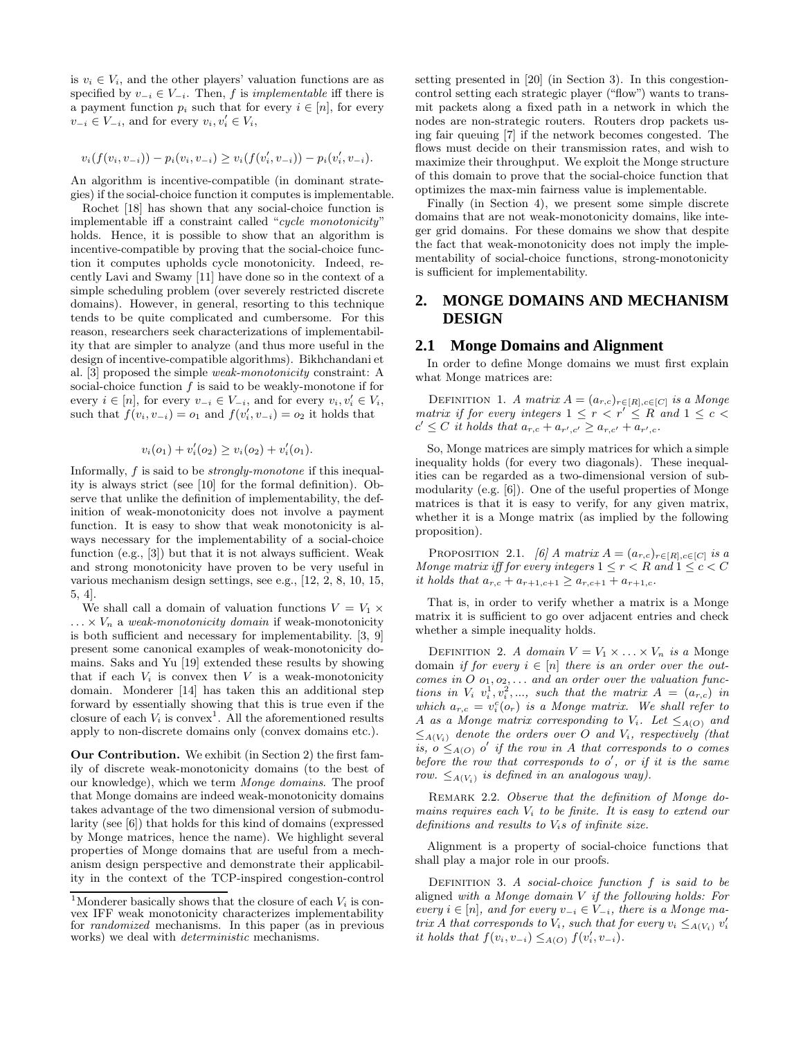is $v_i \in V_i$, and the other players' valuation functions are as specified by $v_{-i} \in V_{-i}$. Then, $f$ is *implementable* iff there is a payment function $p_i$ such that for every $i \in [n]$, for every $v_{-i} \in V_{-i}$, and for every $v_i, v_i' \in V_i$,

$$v_i(f(v_i, v_{-i})) - p_i(v_i, v_{-i}) \geq v_i(f(v_i', v_{-i})) - p_i(v_i', v_{-i}).$$

An algorithm is incentive-compatible (in dominant strategies) if the social-choice function it computes is implementable.

Rochet [18] has shown that any social-choice function is implementable iff a constraint called "*cycle monotonicity*" holds. Hence, it is possible to show that an algorithm is incentive-compatible by proving that the social-choice function it computes upholds cycle monotonicity. Indeed, recently Lavi and Swamy [11] have done so in the context of a simple scheduling problem (over severely restricted discrete domains). However, in general, resorting to this technique tends to be quite complicated and cumbersome. For this reason, researchers seek characterizations of implementability that are simpler to analyze (and thus more useful in the design of incentive-compatible algorithms). Bikhchandani et al. [3] proposed the simple *weak-monotonicity* constraint: A social-choice function $f$ is said to be weakly-monotone if for every $i \in [n]$, for every $v_{-i} \in V_{-i}$, and for every $v_i, v_i' \in V_i$, such that $f(v_i, v_{-i}) = o_1$ and $f(v_i', v_{-i}) = o_2$ it holds that

$$v_i(o_1) + v_i'(o_2) \geq v_i(o_2) + v_i'(o_1).$$

Informally, $f$ is said to be *strongly-monotone* if this inequality is always strict (see [10] for the formal definition). Observe that unlike the definition of implementability, the definition of weak-monotonicity does not involve a payment function. It is easy to show that weak monotonicity is always necessary for the implementability of a social-choice function (e.g., [3]) but that it is not always sufficient. Weak and strong monotonicity have proven to be very useful in various mechanism design settings, see e.g., [12, 2, 8, 10, 15, 5, 4].

We shall call a domain of valuation functions $V = V_1 \times \ldots \times V_n$ a *weak-monotonicity domain* if weak-monotonicity is both sufficient and necessary for implementability. [3, 9] present some canonical examples of weak-monotonicity domains. Saks and Yu [19] extended these results by showing that if each $V_i$ is convex then $V$ is a weak-monotonicity domain. Monderer [14] has taken this an additional step forward by essentially showing that this is true even if the closure of each $V_i$ is convex[1]. All the aforementioned results apply to non-discrete domains only (convex domains etc.).

**Our Contribution.** We exhibit (in Section 2) the first family of discrete weak-monotonicity domains (to the best of our knowledge), which we term *Monge domains*. The proof that Monge domains are indeed weak-monotonicity domains takes advantage of the two dimensional version of submodularity (see [6]) that holds for this kind of domains (expressed by Monge matrices, hence the name). We highlight several properties of Monge domains that are useful from a mechanism design perspective and demonstrate their applicability in the context of the TCP-inspired congestion-control setting presented in [20] (in Section 3). In this congestion-control setting each strategic player ("flow") wants to transmit packets along a fixed path in a network in which the nodes are non-strategic routers. Routers drop packets using fair queuing [7] if the network becomes congested. The flows must decide on their transmission rates, and wish to maximize their throughput. We exploit the Monge structure of this domain to prove that the social-choice function that optimizes the max-min fairness value is implementable.

Finally (in Section 4), we present some simple discrete domains that are not weak-monotonicity domains, like integer grid domains. For these domains we show that despite the fact that weak-monotonicity does not imply the implementability of social-choice functions, strong-monotonicity is sufficient for implementability.

[1] Monderer basically shows that the closure of each $V_i$ is convex IFF weak monotonicity characterizes implementability for *randomized* mechanisms. In this paper (as in previous works) we deal with *deterministic* mechanisms.

## 2. MONGE DOMAINS AND MECHANISM DESIGN

### 2.1 Monge Domains and Alignment

In order to define Monge domains we must first explain what Monge matrices are:

DEFINITION 1. *A matrix $A = (a_{r,c})_{r\in[R],c\in[C]}$ is a Monge matrix if for every integers $1 \leq r < r' \leq R$ and $1 \leq c < c' \leq C$ it holds that $a_{r,c} + a_{r',c'} \geq a_{r,c'} + a_{r',c}$.*

So, Monge matrices are simply matrices for which a simple inequality holds (for every two diagonals). These inequalities can be regarded as a two-dimensional version of submodularity (e.g. [6]). One of the useful properties of Monge matrices is that it is easy to verify, for any given matrix, whether it is a Monge matrix (as implied by the following proposition).

PROPOSITION 2.1. *[6] A matrix $A = (a_{r,c})_{r\in[R],c\in[C]}$ is a Monge matrix iff for every integers $1 \leq r < R$ and $1 \leq c < C$ it holds that $a_{r,c} + a_{r+1,c+1} \geq a_{r,c+1} + a_{r+1,c}$.*

That is, in order to verify whether a matrix is a Monge matrix it is sufficient to go over adjacent entries and check whether a simple inequality holds.

DEFINITION 2. *A domain $V = V_1 \times \ldots \times V_n$ is a* Monge *domain if for every $i \in [n]$ there is an order over the outcomes in $O$ $o_1, o_2, \ldots$ and an order over the valuation functions in $V_i$ $v_i^1, v_i^2, \ldots$, such that the matrix $A = (a_{r,c})$ in which $a_{r,c} = v_i^c(o_r)$ is a Monge matrix. We shall refer to $A$ as a Monge matrix corresponding to $V_i$. Let $\leq_{A(O)}$ and $\leq_{A(V_i)}$ denote the orders over $O$ and $V_i$, respectively (that is, $o \leq_{A(O)} o'$ if the row in $A$ that corresponds to $o$ comes before the row that corresponds to $o'$, or if it is the same row. $\leq_{A(V_i)}$ is defined in an analogous way).*

REMARK 2.2. *Observe that the definition of Monge domains requires each $V_i$ to be finite. It is easy to extend our definitions and results to $V_i$s of infinite size.*

Alignment is a property of social-choice functions that shall play a major role in our proofs.

DEFINITION 3. *A social-choice function $f$ is said to be* aligned *with a Monge domain $V$ if the following holds: For every $i \in [n]$, and for every $v_{-i} \in V_{-i}$, there is a Monge matrix $A$ that corresponds to $V_i$, such that for every $v_i \leq_{A(V_i)} v_i'$ it holds that $f(v_i, v_{-i}) \leq_{A(O)} f(v_i', v_{-i})$.*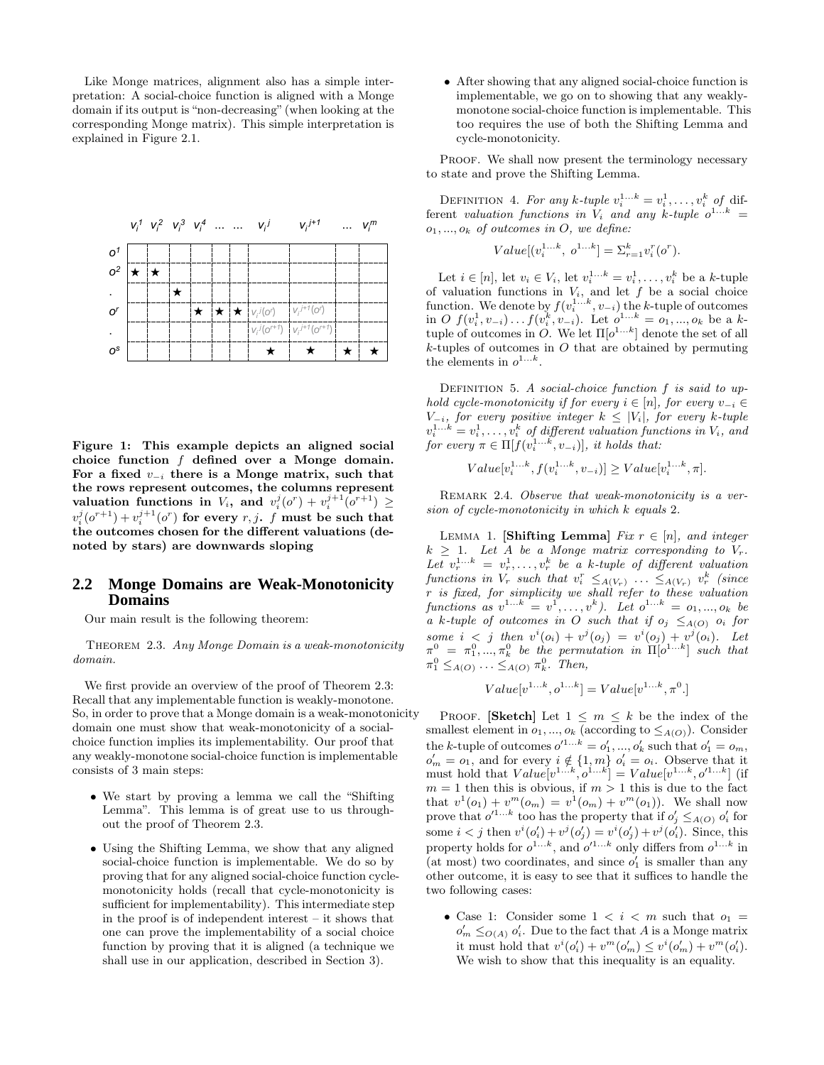Like Monge matrices, alignment also has a simple interpretation: A social-choice function is aligned with a Monge domain if its output is "non-decreasing" (when looking at the corresponding Monge matrix). This simple interpretation is explained in Figure 2.1.

|  | $v_i^1$ | $v_i^2$ | $v_i^3$ | $v_i^4$ | ... | ... | $v_i^j$ | $v_i^{j+1}$ | ... | $v_i^m$ |
|---|---|---|---|---|---|---|---|---|---|---|
| $o^1$ |  |  |  |  |  |  |  |  |  |  |
| $o^2$ | ★ | ★ |  |  |  |  |  |  |  |  |
| . |  |  | ★ |  |  |  |  |  |  |  |
| $o^r$ |  |  |  | ★ | ★ | ★ | $v_i^j(o^r)$ | $v_i^{j+1}(o^r)$ |  |  |
| . |  |  |  |  |  |  | $v_i^j(o^{r+1})$ | $v_i^{j+1}(o^{r+1})$ |  |  |
| $o^s$ |  |  |  |  |  |  | ★ | ★ | ★ | ★ |

**Figure 1: This example depicts an aligned social choice function $f$ defined over a Monge domain. For a fixed $v_{-i}$ there is a Monge matrix, such that the rows represent outcomes, the columns represent valuation functions in $V_i$, and $v_i^j(o^r) + v_i^{j+1}(o^{r+1}) \geq v_i^j(o^{r+1}) + v_i^{j+1}(o^r)$ for every $r, j$. $f$ must be such that the outcomes chosen for the different valuations (denoted by stars) are downwards sloping**

## 2.2 Monge Domains are Weak-Monotonicity Domains

Our main result is the following theorem:

THEOREM 2.3. *Any Monge Domain is a weak-monotonicity domain.*

We first provide an overview of the proof of Theorem 2.3: Recall that any implementable function is weakly-monotone. So, in order to prove that a Monge domain is a weak-monotonicity domain one must show that weak-monotonicity of a social-choice function implies its implementability. Our proof that any weakly-monotone social-choice function is implementable consists of 3 main steps:

- We start by proving a lemma we call the "Shifting Lemma". This lemma is of great use to us throughout the proof of Theorem 2.3.
- Using the Shifting Lemma, we show that any aligned social-choice function is implementable. We do so by proving that for any aligned social-choice function cycle-monotonicity holds (recall that cycle-monotonicity is sufficient for implementability). This intermediate step in the proof is of independent interest – it shows that one can prove the implementability of a social choice function by proving that it is aligned (a technique we shall use in our application, described in Section 3).
- After showing that any aligned social-choice function is implementable, we go on to showing that any weakly-monotone social-choice function is implementable. This too requires the use of both the Shifting Lemma and cycle-monotonicity.

PROOF. We shall now present the terminology necessary to state and prove the Shifting Lemma.

DEFINITION 4. *For any $k$-tuple $v_i^{1\ldots k} = v_i^1, \ldots, v_i^k$ of different valuation functions in $V_i$ and any $k$-tuple $o^{1\ldots k} = o_1, \ldots, o_k$ of outcomes in $O$, we define:*

$$Value[(v_i^{1\ldots k},\ o^{1\ldots k}] = \Sigma_{r=1}^{k} v_i^r(o^r).$$

Let $i \in [n]$, let $v_i \in V_i$, let $v_i^{1\ldots k} = v_i^1, \ldots, v_i^k$ be a $k$-tuple of valuation functions in $V_i$, and let $f$ be a social choice function. We denote by $f(v_i^{1\ldots k}, v_{-i})$ the $k$-tuple of outcomes in $O$ $f(v_i^1, v_{-i}) \ldots f(v_i^k, v_{-i})$. Let $o^{1\ldots k} = o_1, \ldots, o_k$ be a $k$-tuple of outcomes in $O$. We let $\Pi[o^{1\ldots k}]$ denote the set of all $k$-tuples of outcomes in $O$ that are obtained by permuting the elements in $o^{1\ldots k}$.

DEFINITION 5. *A social-choice function $f$ is said to uphold cycle-monotonicity if for every $i \in [n]$, for every $v_{-i} \in V_{-i}$, for every positive integer $k \leq |V_i|$, for every $k$-tuple $v_i^{1\ldots k} = v_i^1, \ldots, v_i^k$ of different valuation functions in $V_i$, and for every $\pi \in \Pi[f(v_i^{1\ldots k}, v_{-i})]$, it holds that:*

$$Value[v_i^{1\ldots k}, f(v_i^{1\ldots k}, v_{-i})] \geq Value[v_i^{1\ldots k}, \pi].$$

REMARK 2.4. *Observe that weak-monotonicity is a version of cycle-monotonicity in which $k$ equals 2.*

LEMMA 1. **[Shifting Lemma]** *Fix $r \in [n]$, and integer $k \geq 1$. Let $A$ be a Monge matrix corresponding to $V_r$. Let $v_r^{1\ldots k} = v_r^1, \ldots, v_r^k$ be a $k$-tuple of different valuation functions in $V_r$ such that $v_i^r \leq_{A(V_r)} \ldots \leq_{A(V_r)} v_r^k$ (since $r$ is fixed, for simplicity we shall refer to these valuation functions as $v^{1\ldots k} = v^1, \ldots, v^k$). Let $o^{1\ldots k} = o_1, \ldots, o_k$ be a $k$-tuple of outcomes in $O$ such that if $o_j \leq_{A(O)} o_i$ for some $i < j$ then $v^i(o_i) + v^j(o_j) = v^i(o_j) + v^j(o_i)$. Let $\pi^0 = \pi_1^0, \ldots, \pi_k^0$ be the permutation in $\Pi[o^{1\ldots k}]$ such that $\pi_1^0 \leq_{A(O)} \ldots \leq_{A(O)} \pi_k^0$. Then,*

$$Value[v^{1\ldots k}, o^{1\ldots k}] = Value[v^{1\ldots k}, \pi^0.]$$

PROOF. **[Sketch]** Let $1 \leq m \leq k$ be the index of the smallest element in $o_1, \ldots, o_k$ (according to $\leq_{A(O)}$). Consider the $k$-tuple of outcomes $o'^{1\ldots k} = o'_1, \ldots, o'_k$ such that $o'_1 = o_m$, $o'_m = o_1$, and for every $i \notin \{1, m\}$ $o'_i = o_i$. Observe that it must hold that $Value[v^{1\ldots k}, o^{1\ldots k}] = Value[v^{1\ldots k}, o'^{1\ldots k}]$ (if $m = 1$ then this is obvious, if $m > 1$ this is due to the fact that $v^1(o_1) + v^m(o_m) = v^1(o_m) + v^m(o_1)$). We shall now prove that $o'^{1\ldots k}$ too has the property that if $o'_j \leq_{A(O)} o'_i$ for some $i < j$ then $v^i(o'_i) + v^j(o'_j) = v^i(o'_j) + v^j(o'_i)$. Since, this property holds for $o^{1\ldots k}$, and $o'^{1\ldots k}$ only differs from $o^{1\ldots k}$ in (at most) two coordinates, and since $o'_1$ is smaller than any other outcome, it is easy to see that it suffices to handle the two following cases:

- Case 1: Consider some $1 < i < m$ such that $o_1 = o'_m \leq_{O(A)} o'_i$. Due to the fact that $A$ is a Monge matrix it must hold that $v^i(o'_i) + v^m(o'_m) \leq v^i(o'_m) + v^m(o'_i)$. We wish to show that this inequality is an equality.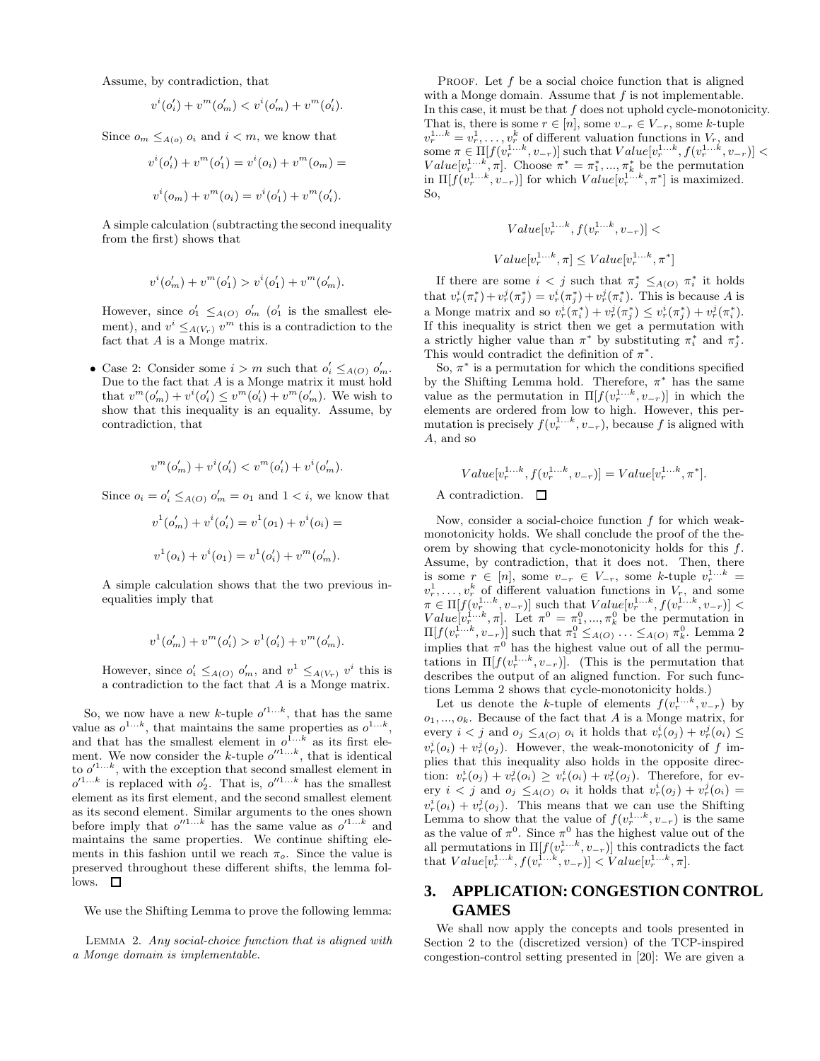Assume, by contradiction, that

$$v^i(o'_i) + v^m(o'_m) < v^i(o'_m) + v^m(o'_i).$$

Since $o_m \leq_{A(o)} o_i$ and $i < m$, we know that

$$v^i(o'_i) + v^m(o'_1) = v^i(o_i) + v^m(o_m) =$$

$$v^i(o_m) + v^m(o_i) = v^i(o'_1) + v^m(o'_i).$$

A simple calculation (subtracting the second inequality from the first) shows that

$$v^i(o'_m) + v^m(o'_1) > v^i(o'_1) + v^m(o'_m).$$

However, since $o'_1 \leq_{A(O)} o'_m$ ($o'_1$ is the smallest element), and $v^i \leq_{A(V_r)} v^m$ this is a contradiction to the fact that $A$ is a Monge matrix.

- Case 2: Consider some $i > m$ such that $o'_i \leq_{A(O)} o'_m$. Due to the fact that $A$ is a Monge matrix it must hold that $v^m(o'_m) + v^i(o'_i) \leq v^m(o'_i) + v^m(o'_m)$. We wish to show that this inequality is an equality. Assume, by contradiction, that

$$v^m(o'_m) + v^i(o'_i) < v^m(o'_i) + v^i(o'_m).$$

Since $o_i = o'_i \leq_{A(O)} o'_m = o_1$ and $1 < i$, we know that

$$v^1(o'_m) + v^i(o'_i) = v^1(o_1) + v^i(o_i) =$$

$$v^1(o_i) + v^i(o_1) = v^1(o'_i) + v^m(o'_m).$$

A simple calculation shows that the two previous inequalities imply that

$$v^1(o'_m) + v^m(o'_i) > v^1(o'_i) + v^m(o'_m).$$

However, since $o'_i \leq_{A(O)} o'_m$, and $v^1 \leq_{A(V_r)} v^i$ this is a contradiction to the fact that $A$ is a Monge matrix.

So, we now have a new $k$-tuple $o'^{1...k}$, that has the same value as $o^{1...k}$, that maintains the same properties as $o^{1...k}$, and that has the smallest element in $o^{1...k}$ as its first element. We now consider the $k$-tuple $o''^{1...k}$, that is identical to $o'^{1...k}$, with the exception that second smallest element in $o'^{1...k}$ is replaced with $o'_2$. That is, $o''^{1...k}$ has the smallest element as its first element, and the second smallest element as its second element. Similar arguments to the ones shown before imply that $o''^{1...k}$ has the same value as $o'^{1...k}$ and maintains the same properties. We continue shifting elements in this fashion until we reach $\pi_o$. Since the value is preserved throughout these different shifts, the lemma follows. □

We use the Shifting Lemma to prove the following lemma:

LEMMA 2. *Any social-choice function that is aligned with a Monge domain is implementable.*

PROOF. Let $f$ be a social choice function that is aligned with a Monge domain. Assume that $f$ is not implementable. In this case, it must be that $f$ does not uphold cycle-monotonicity. That is, there is some $r \in [n]$, some $v_{-r} \in V_{-r}$, some $k$-tuple $v_r^{1...k} = v_r^1, \ldots, v_r^k$ of different valuation functions in $V_r$, and some $\pi \in \Pi[f(v_r^{1...k}, v_{-r})]$ such that $Value[v_r^{1...k}, f(v_r^{1...k}, v_{-r})] < Value[v_r^{1...k}, \pi]$. Choose $\pi^* = \pi_1^*, ..., \pi_k^*$ be the permutation in $\Pi[f(v_r^{1...k}, v_{-r})]$ for which $Value[v_r^{1...k}, \pi^*]$ is maximized. So,

$$Value[v_r^{1...k}, f(v_r^{1...k}, v_{-r})] <$$

$$Value[v_r^{1...k}, \pi] \leq Value[v_r^{1...k}, \pi^*]$$

If there are some $i < j$ such that $\pi_j^* \leq_{A(O)} \pi_i^*$ it holds that $v_r^i(\pi_i^*) + v_r^j(\pi_j^*) = v_r^i(\pi_j^*) + v_r^j(\pi_i^*)$. This is because $A$ is a Monge matrix and so $v_r^i(\pi_i^*) + v_r^j(\pi_j^*) \leq v_r^i(\pi_j^*) + v_r^j(\pi_i^*)$. If this inequality is strict then we get a permutation with a strictly higher value than $\pi^*$ by substituting $\pi_i^*$ and $\pi_j^*$. This would contradict the definition of $\pi^*$.

So, $\pi^*$ is a permutation for which the conditions specified by the Shifting Lemma hold. Therefore, $\pi^*$ has the same value as the permutation in $\Pi[f(v_r^{1...k}, v_{-r})]$ in which the elements are ordered from low to high. However, this permutation is precisely $f(v_r^{1...k}, v_{-r})$, because $f$ is aligned with $A$, and so

$$Value[v_r^{1...k}, f(v_r^{1...k}, v_{-r})] = Value[v_r^{1...k}, \pi^*].$$

A contradiction. □

Now, consider a social-choice function $f$ for which weak-monotonicity holds. We shall conclude the proof of the theorem by showing that cycle-monotonicity holds for this $f$. Assume, by contradiction, that it does not. Then, there is some $r \in [n]$, some $v_{-r} \in V_{-r}$, some $k$-tuple $v_r^{1...k} = v_r^1, \ldots, v_r^k$ of different valuation functions in $V_r$, and some $\pi \in \Pi[f(v_r^{1...k}, v_{-r})]$ such that $Value[v_r^{1...k}, f(v_r^{1...k}, v_{-r})] < Value[v_r^{1...k}, \pi]$. Let $\pi^0 = \pi_1^0, ..., \pi_k^0$ be the permutation in $\Pi[f(v_r^{1...k}, v_{-r})]$ such that $\pi_1^0 \leq_{A(O)} \ldots \leq_{A(O)} \pi_k^0$. Lemma 2 implies that $\pi^0$ has the highest value out of all the permutations in $\Pi[f(v_r^{1...k}, v_{-r})]$. (This is the permutation that describes the output of an aligned function. For such functions Lemma 2 shows that cycle-monotonicity holds.)

Let us denote the $k$-tuple of elements $f(v_r^{1...k}, v_{-r})$ by $o_1, ..., o_k$. Because of the fact that $A$ is a Monge matrix, for every $i < j$ and $o_j \leq_{A(O)} o_i$ it holds that $v_r^i(o_j) + v_r^j(o_i) \leq v_r^i(o_i) + v_r^j(o_j)$. However, the weak-monotonicity of $f$ implies that this inequality also holds in the opposite direction: $v_r^i(o_j) + v_r^j(o_i) \geq v_r^i(o_i) + v_r^j(o_j)$. Therefore, for every $i < j$ and $o_j \leq_{A(O)} o_i$ it holds that $v_r^i(o_j) + v_r^j(o_i) = v_r^i(o_i) + v_r^j(o_j)$. This means that we can use the Shifting Lemma to show that the value of $f(v_r^{1...k}, v_{-r})$ is the same as the value of $\pi^0$. Since $\pi^0$ has the highest value out of the all permutations in $\Pi[f(v_r^{1...k}, v_{-r})]$ this contradicts the fact that $Value[v_r^{1...k}, f(v_r^{1...k}, v_{-r})] < Value[v_r^{1...k}, \pi]$.

# 3. APPLICATION: CONGESTION CONTROL GAMES

We shall now apply the concepts and tools presented in Section 2 to the (discretized version) of the TCP-inspired congestion-control setting presented in [20]: We are given a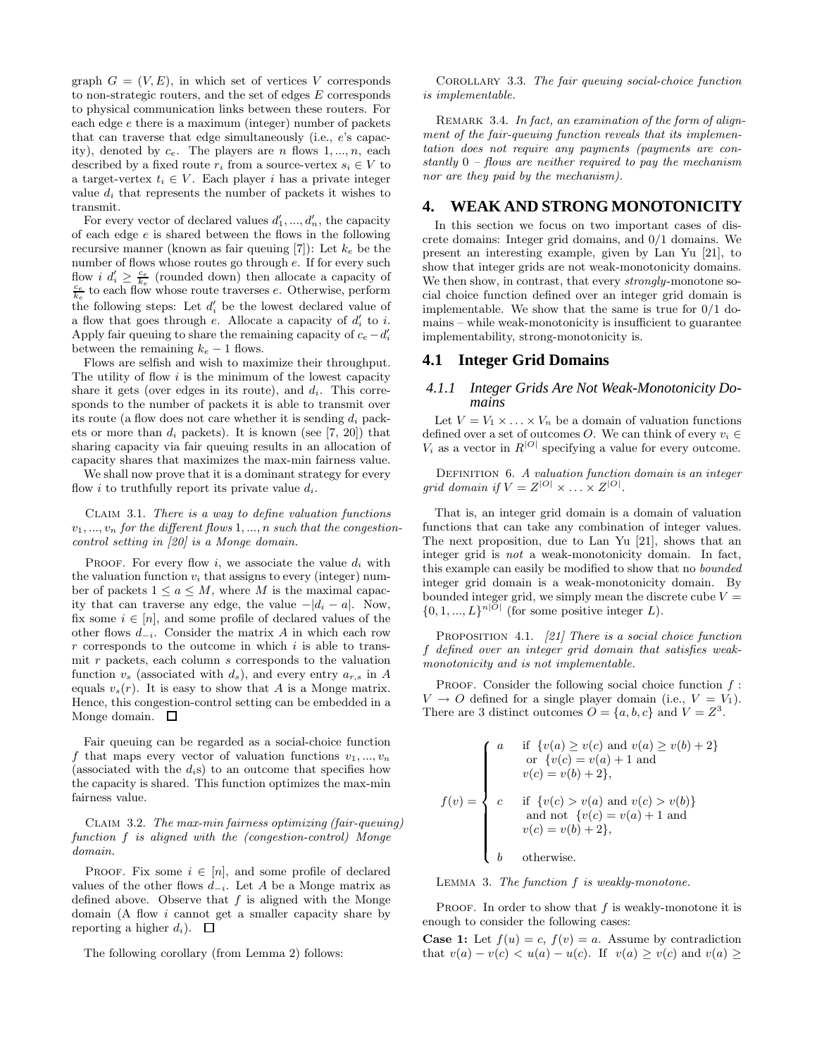graph $G = (V, E)$, in which set of vertices $V$ corresponds to non-strategic routers, and the set of edges $E$ corresponds to physical communication links between these routers. For each edge $e$ there is a maximum (integer) number of packets that can traverse that edge simultaneously (i.e., $e$'s capacity), denoted by $c_e$. The players are $n$ flows $1, ..., n$, each described by a fixed route $r_i$ from a source-vertex $s_i \in V$ to a target-vertex $t_i \in V$. Each player $i$ has a private integer value $d_i$ that represents the number of packets it wishes to transmit.

For every vector of declared values $d'_1, ..., d'_n$, the capacity of each edge $e$ is shared between the flows in the following recursive manner (known as fair queuing [7]): Let $k_e$ be the number of flows whose routes go through $e$. If for every such flow $i$ $d'_i \geq \frac{c_e}{k_e}$ (rounded down) then allocate a capacity of $\frac{c_e}{k_e}$ to each flow whose route traverses $e$. Otherwise, perform the following steps: Let $d'_i$ be the lowest declared value of a flow that goes through $e$. Allocate a capacity of $d'_i$ to $i$. Apply fair queuing to share the remaining capacity of $c_e - d'_i$ between the remaining $k_e - 1$ flows.

Flows are selfish and wish to maximize their throughput. The utility of flow $i$ is the minimum of the lowest capacity share it gets (over edges in its route), and $d_i$. This corresponds to the number of packets it is able to transmit over its route (a flow does not care whether it is sending $d_i$ packets or more than $d_i$ packets). It is known (see [7, 20]) that sharing capacity via fair queuing results in an allocation of capacity shares that maximizes the max-min fairness value.

We shall now prove that it is a dominant strategy for every flow $i$ to truthfully report its private value $d_i$.

Claim 3.1. *There is a way to define valuation functions $v_1, ..., v_n$ for the different flows $1, ..., n$ such that the congestion-control setting in [20] is a Monge domain.*

Proof. For every flow $i$, we associate the value $d_i$ with the valuation function $v_i$ that assigns to every (integer) number of packets $1 \leq a \leq M$, where $M$ is the maximal capacity that can traverse any edge, the value $-|d_i - a|$. Now, fix some $i \in [n]$, and some profile of declared values of the other flows $d_{-i}$. Consider the matrix $A$ in which each row $r$ corresponds to the outcome in which $i$ is able to transmit $r$ packets, each column $s$ corresponds to the valuation function $v_s$ (associated with $d_s$), and every entry $a_{r,s}$ in $A$ equals $v_s(r)$. It is easy to show that $A$ is a Monge matrix. Hence, this congestion-control setting can be embedded in a Monge domain. □

Fair queuing can be regarded as a social-choice function $f$ that maps every vector of valuation functions $v_1, ..., v_n$ (associated with the $d_i$s) to an outcome that specifies how the capacity is shared. This function optimizes the max-min fairness value.

Claim 3.2. *The max-min fairness optimizing (fair-queuing) function $f$ is aligned with the (congestion-control) Monge domain.*

Proof. Fix some $i \in [n]$, and some profile of declared values of the other flows $d_{-i}$. Let $A$ be a Monge matrix as defined above. Observe that $f$ is aligned with the Monge domain (A flow $i$ cannot get a smaller capacity share by reporting a higher $d_i$). □

The following corollary (from Lemma 2) follows:

Corollary 3.3. *The fair queuing social-choice function is implementable.*

Remark 3.4. *In fact, an examination of the form of alignment of the fair-queuing function reveals that its implementation does not require any payments (payments are constantly 0 – flows are neither required to pay the mechanism nor are they paid by the mechanism).*

## 4. WEAK AND STRONG MONOTONICITY

In this section we focus on two important cases of discrete domains: Integer grid domains, and 0/1 domains. We present an interesting example, given by Lan Yu [21], to show that integer grids are not weak-monotonicity domains. We then show, in contrast, that every *strongly*-monotone social choice function defined over an integer grid domain is implementable. We show that the same is true for 0/1 domains – while weak-monotonicity is insufficient to guarantee implementability, strong-monotonicity is.

### 4.1 Integer Grid Domains

#### 4.1.1 Integer Grids Are Not Weak-Monotonicity Domains

Let $V = V_1 \times \ldots \times V_n$ be a domain of valuation functions defined over a set of outcomes $O$. We can think of every $v_i \in V_i$ as a vector in $R^{|O|}$ specifying a value for every outcome.

Definition 6. *A valuation function domain is an integer grid domain if $V = Z^{|O|} \times \ldots \times Z^{|O|}$.*

That is, an integer grid domain is a domain of valuation functions that can take any combination of integer values. The next proposition, due to Lan Yu [21], shows that an integer grid is *not* a weak-monotonicity domain. In fact, this example can easily be modified to show that no *bounded* integer grid domain is a weak-monotonicity domain. By bounded integer grid, we simply mean the discrete cube $V = \{0, 1, ..., L\}^{n|O|}$ (for some positive integer $L$).

Proposition 4.1. *[21] There is a social choice function $f$ defined over an integer grid domain that satisfies weak-monotonicity and is not implementable.*

Proof. Consider the following social choice function $f : V \to O$ defined for a single player domain (i.e., $V = V_1$). There are 3 distinct outcomes $O = \{a, b, c\}$ and $V = Z^3$.

$$f(v) = \begin{cases} a & \text{if } \{v(a) \geq v(c) \text{ and } v(a) \geq v(b) + 2\} \\ & \text{ or } \{v(c) = v(a) + 1 \text{ and} \\ & v(c) = v(b) + 2\}, \\ & \\ c & \text{if } \{v(c) > v(a) \text{ and } v(c) > v(b)\} \\ & \text{ and not } \{v(c) = v(a) + 1 \text{ and} \\ & v(c) = v(b) + 2\}, \\ & \\ b & \text{otherwise.} \end{cases}$$

Lemma 3. *The function $f$ is weakly-monotone.*

Proof. In order to show that $f$ is weakly-monotone it is enough to consider the following cases:

**Case 1:** Let $f(u) = c$, $f(v) = a$. Assume by contradiction that $v(a) - v(c) < u(a) - u(c)$. If $v(a) \geq v(c)$ and $v(a) \geq$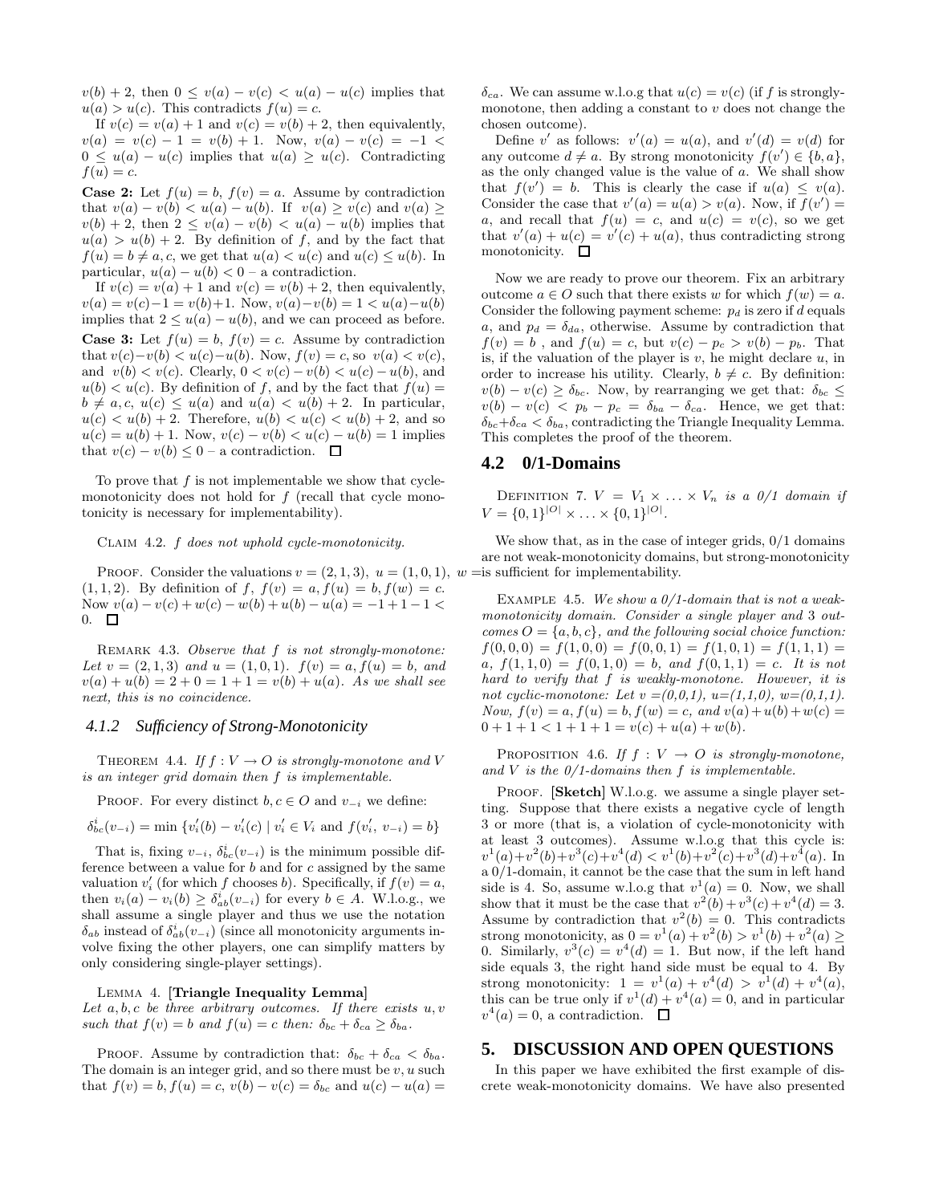$v(b)+2$, then $0 \leq v(a) - v(c) < u(a) - u(c)$ implies that $u(a) > u(c)$. This contradicts $f(u) = c$.

If $v(c) = v(a)+1$ and $v(c) = v(b)+2$, then equivalently, $v(a) = v(c) - 1 = v(b) + 1$. Now, $v(a) - v(c) = -1 < 0 \leq u(a) - u(c)$ implies that $u(a) \geq u(c)$. Contradicting $f(u) = c$.

**Case 2:** Let $f(u) = b$, $f(v) = a$. Assume by contradiction that $v(a) - v(b) < u(a) - u(b)$. If $v(a) \geq v(c)$ and $v(a) \geq v(b) + 2$, then $2 \leq v(a) - v(b) < u(a) - u(b)$ implies that $u(a) > u(b) + 2$. By definition of $f$, and by the fact that $f(u) = b \neq a, c$, we get that $u(a) < u(c)$ and $u(c) \leq u(b)$. In particular, $u(a) - u(b) < 0$ – a contradiction.

If $v(c) = v(a)+1$ and $v(c) = v(b)+2$, then equivalently, $v(a) = v(c) - 1 = v(b)+1$. Now, $v(a) - v(b) = 1 < u(a) - u(b)$ implies that $2 \leq u(a) - u(b)$, and we can proceed as before.

**Case 3:** Let $f(u) = b$, $f(v) = c$. Assume by contradiction that $v(c) - v(b) < u(c) - u(b)$. Now, $f(v) = c$, so $v(a) < v(c)$, and $v(b) < v(c)$. Clearly, $0 < v(c) - v(b) < u(c) - u(b)$, and $u(b) < u(c)$. By definition of $f$, and by the fact that $f(u) = b \neq a, c$, $u(c) \leq u(a)$ and $u(a) < u(b) + 2$. In particular, $u(c) < u(b) + 2$. Therefore, $u(b) < u(c) < u(b) + 2$, and so $u(c) = u(b) + 1$. Now, $v(c) - v(b) < u(c) - u(b) = 1$ implies that $v(c) - v(b) \leq 0$ – a contradiction. □

To prove that $f$ is not implementable we show that cycle-monotonicity does not hold for $f$ (recall that cycle monotonicity is necessary for implementability).

CLAIM 4.2. *$f$ does not uphold cycle-monotonicity.*

PROOF. Consider the valuations $v = (2, 1, 3)$, $u = (1, 0, 1)$, $w = (1, 1, 2)$. By definition of $f$, $f(v) = a, f(u) = b, f(w) = c$. Now $v(a) - v(c) + w(c) - w(b) + u(b) - u(a) = -1 + 1 - 1 < 0$. □

REMARK 4.3. *Observe that $f$ is not strongly-monotone: Let $v = (2, 1, 3)$ and $u = (1, 0, 1)$. $f(v) = a, f(u) = b$, and $v(a) + u(b) = 2 + 0 = 1 + 1 = v(b) + u(a)$. As we shall see next, this is no coincidence.*

#### 4.1.2 Sufficiency of Strong-Monotonicity

THEOREM 4.4. *If $f : V \to O$ is strongly-monotone and $V$ is an integer grid domain then $f$ is implementable.*

PROOF. For every distinct $b, c \in O$ and $v_{-i}$ we define:

$$\delta^i_{bc}(v_{-i}) = \min \{v'_i(b) - v'_i(c) \mid v'_i \in V_i \text{ and } f(v'_i,\, v_{-i}) = b\}$$

That is, fixing $v_{-i}$, $\delta^i_{bc}(v_{-i})$ is the minimum possible difference between a value for $b$ and for $c$ assigned by the same valuation $v'_i$ (for which $f$ chooses $b$). Specifically, if $f(v) = a$, then $v_i(a) - v_i(b) \geq \delta^i_{ab}(v_{-i})$ for every $b \in A$. W.l.o.g., we shall assume a single player and thus we use the notation $\delta_{ab}$ instead of $\delta^i_{ab}(v_{-i})$ (since all monotonicity arguments involve fixing the other players, one can simplify matters by only considering single-player settings).

LEMMA 4. **[Triangle Inequality Lemma]**
*Let $a, b, c$ be three arbitrary outcomes. If there exists $u, v$ such that $f(v) = b$ and $f(u) = c$ then: $\delta_{bc} + \delta_{ca} \geq \delta_{ba}$.*

PROOF. Assume by contradiction that: $\delta_{bc} + \delta_{ca} < \delta_{ba}$. The domain is an integer grid, and so there must be $v, u$ such that $f(v) = b, f(u) = c$, $v(b) - v(c) = \delta_{bc}$ and $u(c) - u(a) = \delta_{ca}$. We can assume w.l.o.g that $u(c) = v(c)$ (if $f$ is strongly-monotone, then adding a constant to $v$ does not change the chosen outcome).

Define $v'$ as follows: $v'(a) = u(a)$, and $v'(d) = v(d)$ for any outcome $d \neq a$. By strong monotonicity $f(v') \in \{b, a\}$, as the only changed value is the value of $a$. We shall show that $f(v') = b$. This is clearly the case if $u(a) \leq v(a)$. Consider the case that $v'(a) = u(a) > v(a)$. Now, if $f(v') = a$, and recall that $f(u) = c$, and $u(c) = v(c)$, so we get that $v'(a) + u(c) = v'(c) + u(a)$, thus contradicting strong monotonicity. □

Now we are ready to prove our theorem. Fix an arbitrary outcome $a \in O$ such that there exists $w$ for which $f(w) = a$. Consider the following payment scheme: $p_d$ is zero if $d$ equals $a$, and $p_d = \delta_{da}$, otherwise. Assume by contradiction that $f(v) = b$, and $f(u) = c$, but $v(c) - p_c > v(b) - p_b$. That is, if the valuation of the player is $v$, he might declare $u$, in order to increase his utility. Clearly, $b \neq c$. By definition: $v(b) - v(c) \geq \delta_{bc}$. Now, by rearranging we get that: $\delta_{bc} \leq v(b) - v(c) < p_b - p_c = \delta_{ba} - \delta_{ca}$. Hence, we get that: $\delta_{bc} + \delta_{ca} < \delta_{ba}$, contradicting the Triangle Inequality Lemma. This completes the proof of the theorem.

### 4.2 0/1-Domains

DEFINITION 7. *$V = V_1 \times \ldots \times V_n$ is a 0/1 domain if $V = \{0, 1\}^{|O|} \times \ldots \times \{0, 1\}^{|O|}$.*

We show that, as in the case of integer grids, 0/1 domains are not weak-monotonicity domains, but strong-monotonicity is sufficient for implementability.

EXAMPLE 4.5. *We show a 0/1-domain that is not a weak-monotonicity domain. Consider a single player and 3 outcomes $O = \{a, b, c\}$, and the following social choice function: $f(0, 0, 0) = f(1, 0, 0) = f(0, 0, 1) = f(1, 0, 1) = f(1, 1, 1) = a$, $f(1, 1, 0) = f(0, 1, 0) = b$, and $f(0, 1, 1) = c$. It is not hard to verify that $f$ is weakly-monotone. However, it is not cyclic-monotone: Let $v = (0,0,1)$, $u = (1,1,0)$, $w = (0,1,1)$. Now, $f(v) = a, f(u) = b, f(w) = c$, and $v(a) + u(b) + w(c) = 0 + 1 + 1 < 1 + 1 + 1 = v(c) + u(a) + w(b)$.*

PROPOSITION 4.6. *If $f : V \to O$ is strongly-monotone, and $V$ is the 0/1-domains then $f$ is implementable.*

PROOF. **[Sketch]** W.l.o.g. we assume a single player setting. Suppose that there exists a negative cycle of length 3 or more (that is, a violation of cycle-monotonicity with at least 3 outcomes). Assume w.l.o.g that this cycle is: $v^1(a) + v^2(b) + v^3(c) + v^4(d) < v^1(b) + v^2(c) + v^3(d) + v^4(a)$. In a 0/1-domain, it cannot be the case that the sum in left hand side is 4. So, assume w.l.o.g that $v^1(a) = 0$. Now, we shall show that it must be the case that $v^2(b) + v^3(c) + v^4(d) = 3$. Assume by contradiction that $v^2(b) = 0$. This contradicts strong monotonicity, as $0 = v^1(a) + v^2(b) > v^1(b) + v^2(a) \geq 0$. Similarly, $v^3(c) = v^4(d) = 1$. But now, if the left hand side equals 3, the right hand side must be equal to 4. By strong monotonicity: $1 = v^1(a) + v^4(d) > v^1(d) + v^4(a)$, this can be true only if $v^1(d) + v^4(a) = 0$, and in particular $v^4(a) = 0$, a contradiction. □

## 5. DISCUSSION AND OPEN QUESTIONS

In this paper we have exhibited the first example of discrete weak-monotonicity domains. We have also presented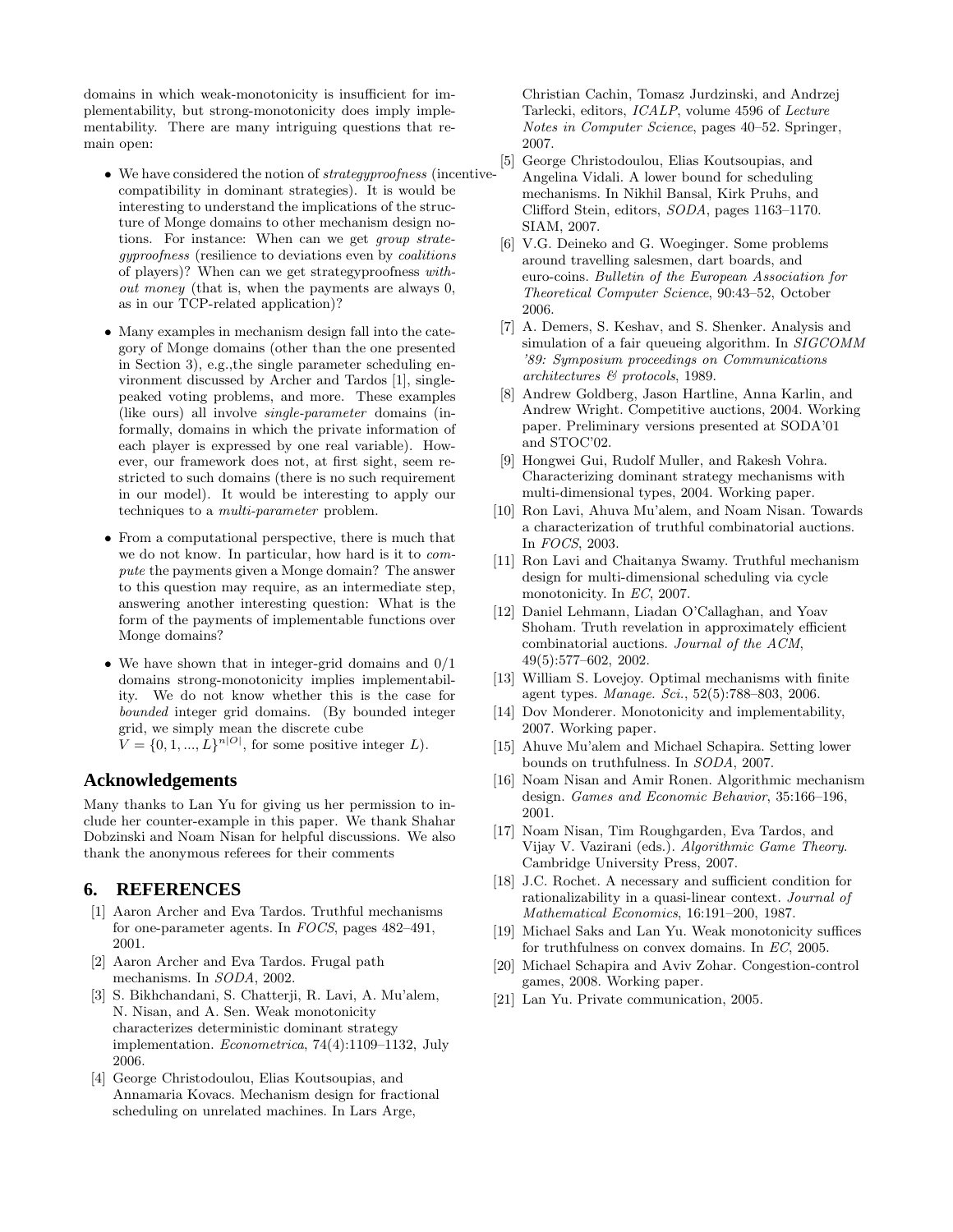domains in which weak-monotonicity is insufficient for implementability, but strong-monotonicity does imply implementability. There are many intriguing questions that remain open:

- We have considered the notion of *strategyproofness* (incentive-compatibility in dominant strategies). It is would be interesting to understand the implications of the structure of Monge domains to other mechanism design notions. For instance: When can we get *group strategyproofness* (resilience to deviations even by *coalitions* of players)? When can we get strategyproofness *without money* (that is, when the payments are always 0, as in our TCP-related application)?
- Many examples in mechanism design fall into the category of Monge domains (other than the one presented in Section 3), e.g.,the single parameter scheduling environment discussed by Archer and Tardos [1], single-peaked voting problems, and more. These examples (like ours) all involve *single-parameter* domains (informally, domains in which the private information of each player is expressed by one real variable). However, our framework does not, at first sight, seem restricted to such domains (there is no such requirement in our model). It would be interesting to apply our techniques to a *multi-parameter* problem.
- From a computational perspective, there is much that we do not know. In particular, how hard is it to *compute* the payments given a Monge domain? The answer to this question may require, as an intermediate step, answering another interesting question: What is the form of the payments of implementable functions over Monge domains?
- We have shown that in integer-grid domains and 0/1 domains strong-monotonicity implies implementability. We do not know whether this is the case for *bounded* integer grid domains. (By bounded integer grid, we simply mean the discrete cube $V = \{0, 1, ..., L\}^{n|O|}$, for some positive integer $L$).

## Acknowledgements

Many thanks to Lan Yu for giving us her permission to include her counter-example in this paper. We thank Shahar Dobzinski and Noam Nisan for helpful discussions. We also thank the anonymous referees for their comments

# 6. REFERENCES

[1] Aaron Archer and Eva Tardos. Truthful mechanisms for one-parameter agents. In *FOCS*, pages 482–491, 2001.

[2] Aaron Archer and Eva Tardos. Frugal path mechanisms. In *SODA*, 2002.

[3] S. Bikhchandani, S. Chatterji, R. Lavi, A. Mu'alem, N. Nisan, and A. Sen. Weak monotonicity characterizes deterministic dominant strategy implementation. *Econometrica*, 74(4):1109–1132, July 2006.

[4] George Christodoulou, Elias Koutsoupias, and Annamaria Kovacs. Mechanism design for fractional scheduling on unrelated machines. In Lars Arge, Christian Cachin, Tomasz Jurdzinski, and Andrzej Tarlecki, editors, *ICALP*, volume 4596 of *Lecture Notes in Computer Science*, pages 40–52. Springer, 2007.

[5] George Christodoulou, Elias Koutsoupias, and Angelina Vidali. A lower bound for scheduling mechanisms. In Nikhil Bansal, Kirk Pruhs, and Clifford Stein, editors, *SODA*, pages 1163–1170. SIAM, 2007.

[6] V.G. Deineko and G. Woeginger. Some problems around travelling salesmen, dart boards, and euro-coins. *Bulletin of the European Association for Theoretical Computer Science*, 90:43–52, October 2006.

[7] A. Demers, S. Keshav, and S. Shenker. Analysis and simulation of a fair queueing algorithm. In *SIGCOMM '89: Symposium proceedings on Communications architectures & protocols*, 1989.

[8] Andrew Goldberg, Jason Hartline, Anna Karlin, and Andrew Wright. Competitive auctions, 2004. Working paper. Preliminary versions presented at SODA'01 and STOC'02.

[9] Hongwei Gui, Rudolf Muller, and Rakesh Vohra. Characterizing dominant strategy mechanisms with multi-dimensional types, 2004. Working paper.

[10] Ron Lavi, Ahuva Mu'alem, and Noam Nisan. Towards a characterization of truthful combinatorial auctions. In *FOCS*, 2003.

[11] Ron Lavi and Chaitanya Swamy. Truthful mechanism design for multi-dimensional scheduling via cycle monotonicity. In *EC*, 2007.

[12] Daniel Lehmann, Liadan O'Callaghan, and Yoav Shoham. Truth revelation in approximately efficient combinatorial auctions. *Journal of the ACM*, 49(5):577–602, 2002.

[13] William S. Lovejoy. Optimal mechanisms with finite agent types. *Manage. Sci.*, 52(5):788–803, 2006.

[14] Dov Monderer. Monotonicity and implementability, 2007. Working paper.

[15] Ahuve Mu'alem and Michael Schapira. Setting lower bounds on truthfulness. In *SODA*, 2007.

[16] Noam Nisan and Amir Ronen. Algorithmic mechanism design. *Games and Economic Behavior*, 35:166–196, 2001.

[17] Noam Nisan, Tim Roughgarden, Eva Tardos, and Vijay V. Vazirani (eds.). *Algorithmic Game Theory.* Cambridge University Press, 2007.

[18] J.C. Rochet. A necessary and sufficient condition for rationalizability in a quasi-linear context. *Journal of Mathematical Economics*, 16:191–200, 1987.

[19] Michael Saks and Lan Yu. Weak monotonicity suffices for truthfulness on convex domains. In *EC*, 2005.

[20] Michael Schapira and Aviv Zohar. Congestion-control games, 2008. Working paper.

[21] Lan Yu. Private communication, 2005.